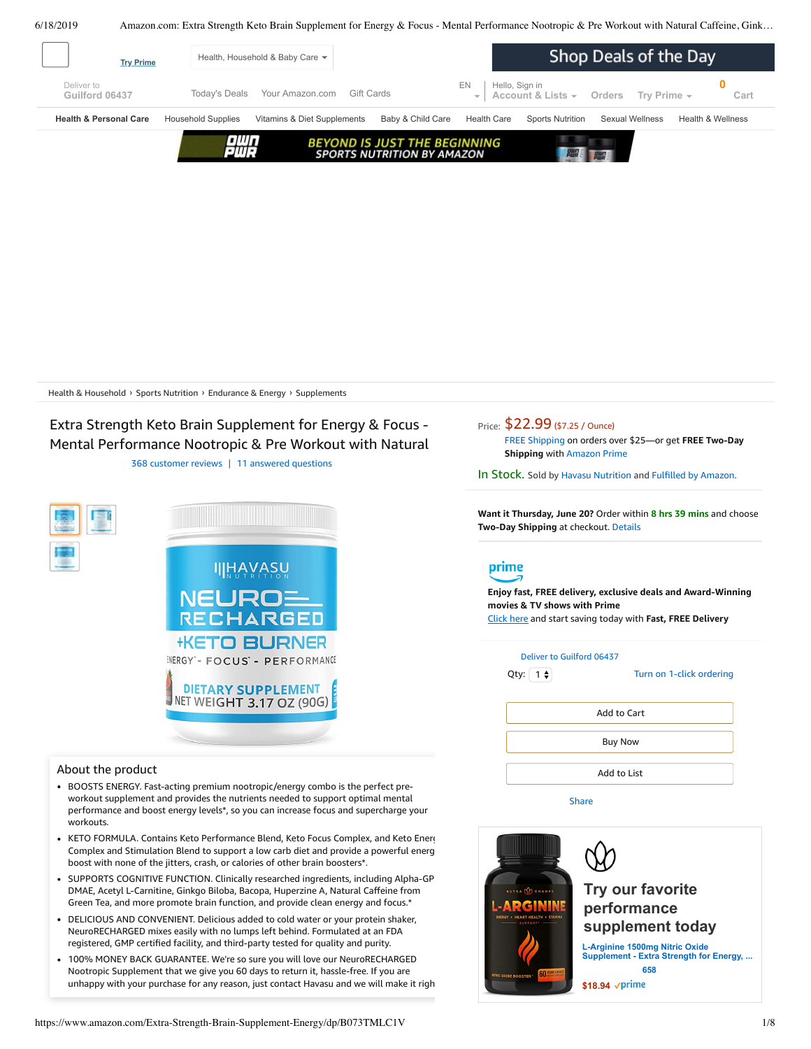Try Prime

Health, Household & Baby Care

Shop Deals of the Day

Deliver to Guilford 06437

Today's Deals Your Amazon.com Gift Cards

EN Hello, Sign in Account & Lists Orders Try Prime 0 Cart

Health & Personal Care | Household Supplies | Vitamins & Diet Supplements | Baby & Child Care | Health Care | Sports Nutrition | Sexual Wellness | Health & Wellness

OWN PWR BEYOND IS JUST THE BEGINNING SPORTS NUTRITION BY AMAZON

Health & Household › Sports Nutrition › Endurance & Energy › Supplements

# Extra Strength Keto Brain Supplement for Energy & Focus - Mental Performance Nootropic & Pre Workout with Natural

368 customer reviews | 11 answered questions

HAVASU NUTRITION NEURO RECHARGED +KETO BURNER ENERGY - FOCUS - PERFORMANCE DIETARY SUPPLEMENT NET WEIGHT 3.17 OZ (90G)

Price: $22.99 ($7.25 / Ounce)

FREE Shipping on orders over $25—or get **FREE Two-Day Shipping** with Amazon Prime

In Stock. Sold by Havasu Nutrition and Fulfilled by Amazon.

**Want it Thursday, June 20?** Order within 8 hrs 39 mins and choose **Two-Day Shipping** at checkout. Details

prime

**Enjoy fast, FREE delivery, exclusive deals and Award-Winning movies & TV shows with Prime**

Click here and start saving today with **Fast, FREE Delivery**

Deliver to Guilford 06437

Qty: 1 Turn on 1-click ordering

Add to Cart

Buy Now

Add to List

Share

## About the product

- BOOSTS ENERGY. Fast-acting premium nootropic/energy combo is the perfect pre-workout supplement and provides the nutrients needed to support optimal mental performance and boost energy levels*, so you can increase focus and supercharge your workouts.
- KETO FORMULA. Contains Keto Performance Blend, Keto Focus Complex, and Keto Energ Complex and Stimulation Blend to support a low carb diet and provide a powerful energ boost with none of the jitters, crash, or calories of other brain boosters*.
- SUPPORTS COGNITIVE FUNCTION. Clinically researched ingredients, including Alpha-GP DMAE, Acetyl L-Carnitine, Ginkgo Biloba, Bacopa, Huperzine A, Natural Caffeine from Green Tea, and more promote brain function, and provide clean energy and focus.*
- DELICIOUS AND CONVENIENT. Delicious added to cold water or your protein shaker, NeuroRECHARGED mixes easily with no lumps left behind. Formulated at an FDA registered, GMP certified facility, and third-party tested for quality and purity.
- 100% MONEY BACK GUARANTEE. We're so sure you will love our NeuroRECHARGED Nootropic Supplement that we give you 60 days to return it, hassle-free. If you are unhappy with your purchase for any reason, just contact Havasu and we will make it righ

Try our favorite performance supplement today

L-Arginine 1500mg Nitric Oxide Supplement - Extra Strength for Energy, ...

658

$18.94 prime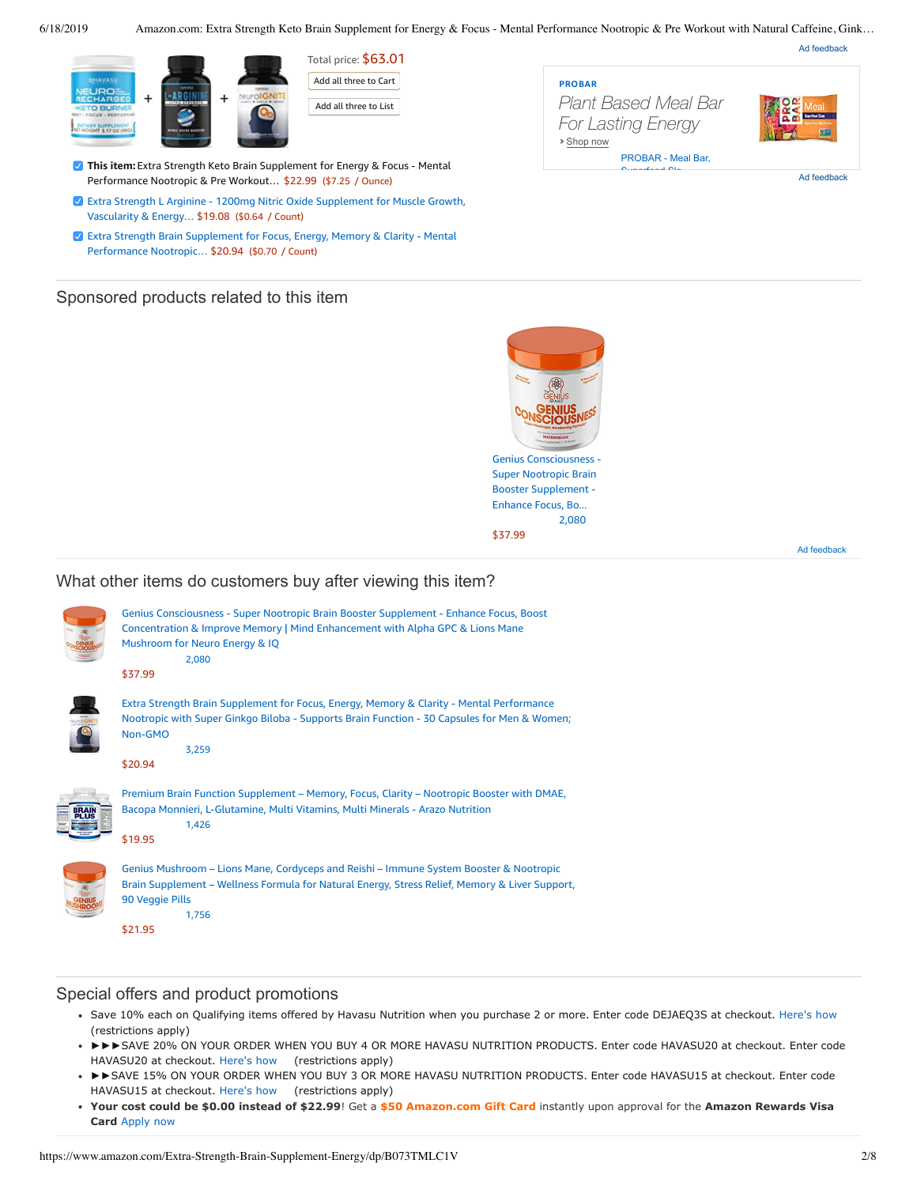Total price: $63.01

Add all three to Cart

Add all three to List

- **This item:** Extra Strength Keto Brain Supplement for Energy & Focus - Mental Performance Nootropic & Pre Workout… $22.99 ($7.25 / Ounce)
- Extra Strength L Arginine - 1200mg Nitric Oxide Supplement for Muscle Growth, Vascularity & Energy… $19.08 ($0.64 / Count)
- Extra Strength Brain Supplement for Focus, Energy, Memory & Clarity - Mental Performance Nootropic… $20.94 ($0.70 / Count)

Ad feedback

PROBAR

Plant Based Meal Bar For Lasting Energy

› Shop now

PROBAR - Meal Bar, Superfood Sla…

Ad feedback

## Sponsored products related to this item

Genius Consciousness - Super Nootropic Brain Booster Supplement - Enhance Focus, Bo…

2,080

$37.99

Ad feedback

## What other items do customers buy after viewing this item?

Genius Consciousness - Super Nootropic Brain Booster Supplement - Enhance Focus, Boost Concentration & Improve Memory | Mind Enhancement with Alpha GPC & Lions Mane Mushroom for Neuro Energy & IQ

2,080

$37.99

Extra Strength Brain Supplement for Focus, Energy, Memory & Clarity - Mental Performance Nootropic with Super Ginkgo Biloba - Supports Brain Function - 30 Capsules for Men & Women; Non-GMO

3,259

$20.94

Premium Brain Function Supplement – Memory, Focus, Clarity – Nootropic Booster with DMAE, Bacopa Monnieri, L-Glutamine, Multi Vitamins, Multi Minerals - Arazo Nutrition

1,426

$19.95

Genius Mushroom – Lions Mane, Cordyceps and Reishi – Immune System Booster & Nootropic Brain Supplement – Wellness Formula for Natural Energy, Stress Relief, Memory & Liver Support, 90 Veggie Pills

1,756

$21.95

## Special offers and product promotions

- Save 10% each on Qualifying items offered by Havasu Nutrition when you purchase 2 or more. Enter code DEJAEQ3S at checkout. Here's how (restrictions apply)
- ►►►SAVE 20% ON YOUR ORDER WHEN YOU BUY 4 OR MORE HAVASU NUTRITION PRODUCTS. Enter code HAVASU20 at checkout. Enter code HAVASU20 at checkout. Here's how (restrictions apply)
- ►►SAVE 15% ON YOUR ORDER WHEN YOU BUY 3 OR MORE HAVASU NUTRITION PRODUCTS. Enter code HAVASU15 at checkout. Enter code HAVASU15 at checkout. Here's how (restrictions apply)
- **Your cost could be $0.00 instead of $22.99**! Get a **$50 Amazon.com Gift Card** instantly upon approval for the **Amazon Rewards Visa Card** Apply now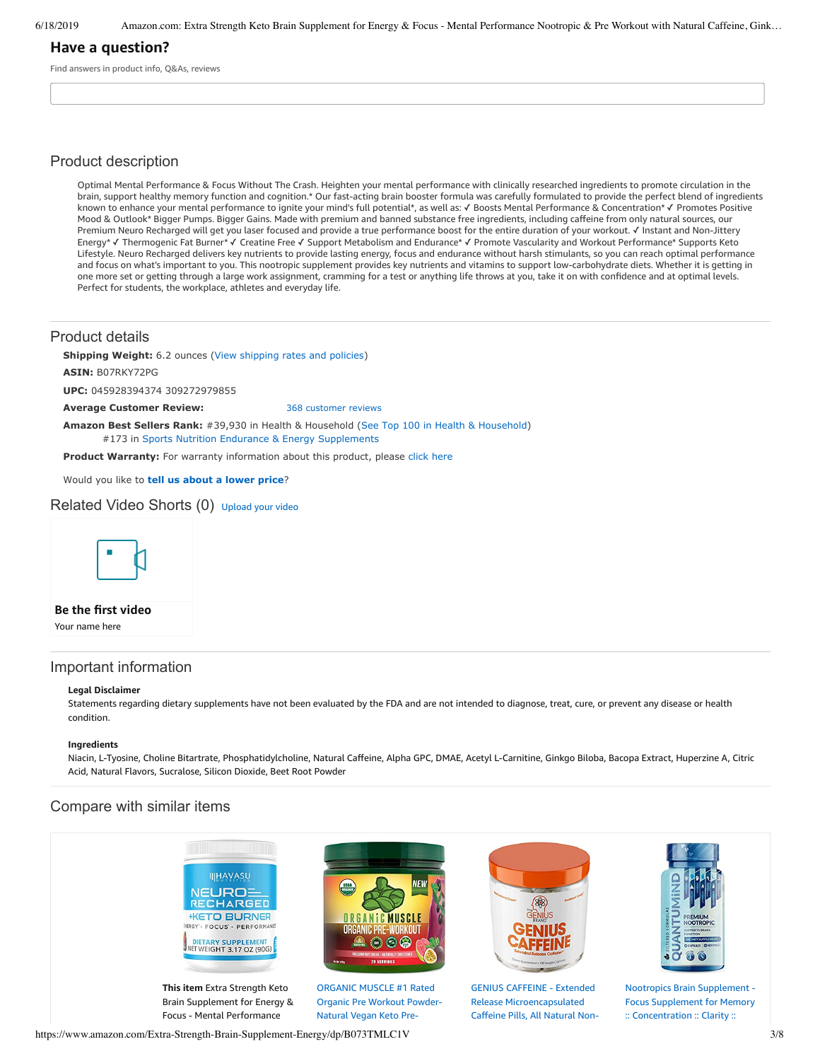## Have a question?

Find answers in product info, Q&As, reviews

## Product description

Optimal Mental Performance & Focus Without The Crash. Heighten your mental performance with clinically researched ingredients to promote circulation in the brain, support healthy memory function and cognition.* Our fast-acting brain booster formula was carefully formulated to provide the perfect blend of ingredients known to enhance your mental performance to ignite your mind's full potential*, as well as: ✓ Boosts Mental Performance & Concentration* ✓ Promotes Positive Mood & Outlook* Bigger Pumps. Bigger Gains. Made with premium and banned substance free ingredients, including caffeine from only natural sources, our Premium Neuro Recharged will get you laser focused and provide a true performance boost for the entire duration of your workout. ✓ Instant and Non-Jittery Energy* ✓ Thermogenic Fat Burner* ✓ Creatine Free ✓ Support Metabolism and Endurance* ✓ Promote Vascularity and Workout Performance* Supports Keto Lifestyle. Neuro Recharged delivers key nutrients to provide lasting energy, focus and endurance without harsh stimulants, so you can reach optimal performance and focus on what's important to you. This nootropic supplement provides key nutrients and vitamins to support low-carbohydrate diets. Whether it is getting in one more set or getting through a large work assignment, cramming for a test or anything life throws at you, take it on with confidence and at optimal levels. Perfect for students, the workplace, athletes and everyday life.

## Product details

**Shipping Weight:** 6.2 ounces (View shipping rates and policies)

**ASIN:** B07RKY72PG

**UPC:** 045928394374 309272979855

**Average Customer Review:** 368 customer reviews

**Amazon Best Sellers Rank:** #39,930 in Health & Household (See Top 100 in Health & Household)
#173 in Sports Nutrition Endurance & Energy Supplements

**Product Warranty:** For warranty information about this product, please click here

Would you like to **tell us about a lower price**?

## Related Video Shorts (0) Upload your video

**Be the first video**

Your name here

## Important information

**Legal Disclaimer**

Statements regarding dietary supplements have not been evaluated by the FDA and are not intended to diagnose, treat, cure, or prevent any disease or health condition.

**Ingredients**

Niacin, L-Tyosine, Choline Bitartrate, Phosphatidylcholine, Natural Caffeine, Alpha GPC, DMAE, Acetyl L-Carnitine, Ginkgo Biloba, Bacopa Extract, Huperzine A, Citric Acid, Natural Flavors, Sucralose, Silicon Dioxide, Beet Root Powder

## Compare with similar items

| **This item** Extra Strength Keto Brain Supplement for Energy & Focus - Mental Performance | ORGANIC MUSCLE #1 Rated Organic Pre Workout Powder- Natural Vegan Keto Pre- | GENIUS CAFFEINE - Extended Release Microencapsulated Caffeine Pills, All Natural Non- | Nootropics Brain Supplement - Focus Supplement for Memory :: Concentration :: Clarity :: |
|---|---|---|---|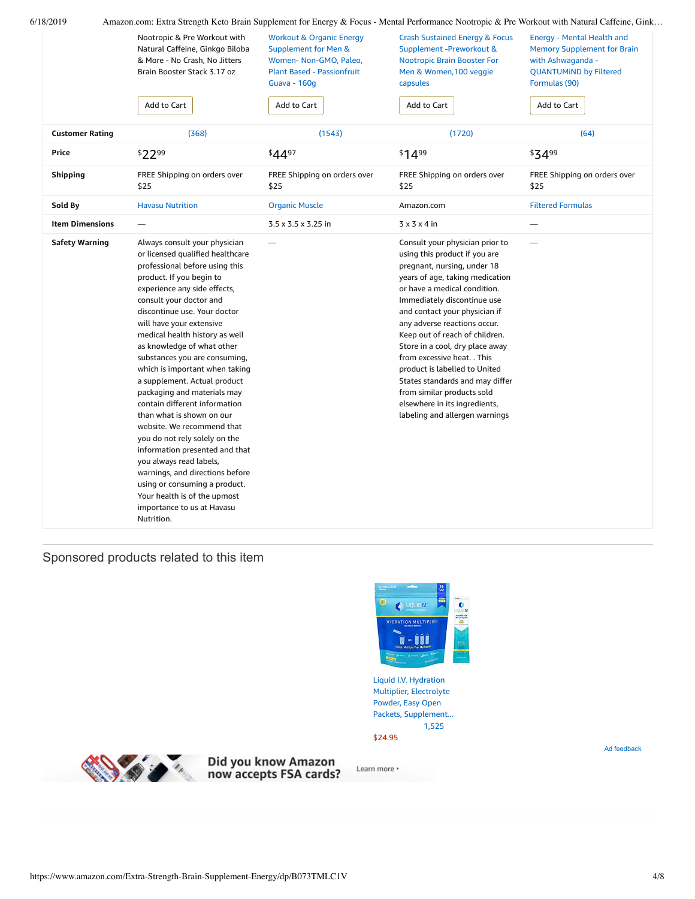| | Nootropic & Pre Workout with Natural Caffeine, Ginkgo Biloba & More - No Crash, No Jitters Brain Booster Stack 3.17 oz | Workout & Organic Energy Supplement for Men & Women- Non-GMO, Paleo, Plant Based - Passionfruit Guava - 160g | Crash Sustained Energy & Focus Supplement -Preworkout & Nootropic Brain Booster For Men & Women,100 veggie capsules | Energy - Mental Health and Memory Supplement for Brain with Ashwaganda - QUANTUMiND by Filtered Formulas (90) |
|---|---|---|---|---|
| | Add to Cart | Add to Cart | Add to Cart | Add to Cart |
| **Customer Rating** | (368) | (1543) | (1720) | (64) |
| **Price** | $22.99 | $44.97 | $14.99 | $34.99 |
| **Shipping** | FREE Shipping on orders over $25 | FREE Shipping on orders over $25 | FREE Shipping on orders over $25 | FREE Shipping on orders over $25 |
| **Sold By** | Havasu Nutrition | Organic Muscle | Amazon.com | Filtered Formulas |
| **Item Dimensions** | — | 3.5 x 3.5 x 3.25 in | 3 x 3 x 4 in | — |
| **Safety Warning** | Always consult your physician or licensed qualified healthcare professional before using this product. If you begin to experience any side effects, consult your doctor and discontinue use. Your doctor will have your extensive medical health history as well as knowledge of what other substances you are consuming, which is important when taking a supplement. Actual product packaging and materials may contain different information than what is shown on our website. We recommend that you do not rely solely on the information presented and that you always read labels, warnings, and directions before using or consuming a product. Your health is of the upmost importance to us at Havasu Nutrition. | — | Consult your physician prior to using this product if you are pregnant, nursing, under 18 years of age, taking medication or have a medical condition. Immediately discontinue use and contact your physician if any adverse reactions occur. Keep out of reach of children. Store in a cool, dry place away from excessive heat. . This product is labelled to United States standards and may differ from similar products sold elsewhere in its ingredients, labeling and allergen warnings | — |

## Sponsored products related to this item

Liquid I.V. Hydration Multiplier, Electrolyte Powder, Easy Open Packets, Supplement...
1,525
$24.95

Ad feedback

Did you know Amazon now accepts FSA cards? Learn more ›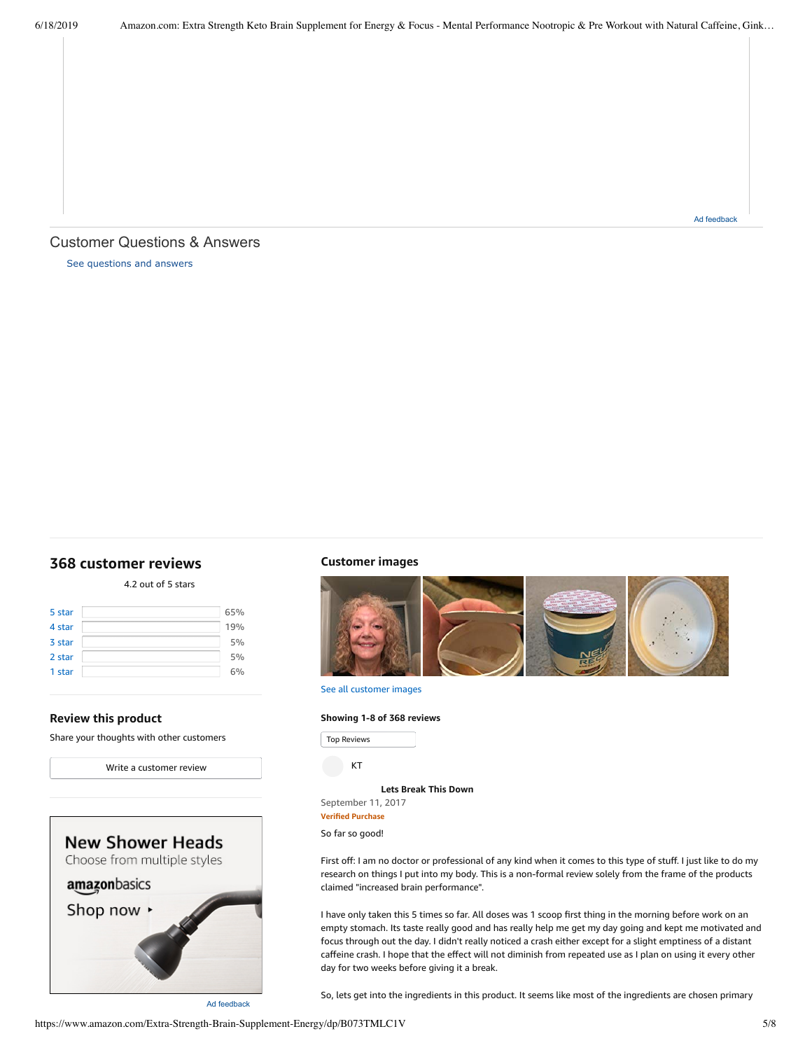Ad feedback

## Customer Questions & Answers

See questions and answers

## 368 customer reviews

4.2 out of 5 stars

| | |
|---|---|
| 5 star | 65% |
| 4 star | 19% |
| 3 star | 5% |
| 2 star | 5% |
| 1 star | 6% |

### Review this product

Share your thoughts with other customers

Write a customer review

**New Shower Heads**
Choose from multiple styles
amazonbasics
Shop now ▸

Ad feedback

### Customer images

See all customer images

**Showing 1-8 of 368 reviews**

Top Reviews

KT

**Lets Break This Down**

September 11, 2017

**Verified Purchase**

So far so good!

First off: I am no doctor or professional of any kind when it comes to this type of stuff. I just like to do my research on things I put into my body. This is a non-formal review solely from the frame of the products claimed "increased brain performance".

I have only taken this 5 times so far. All doses was 1 scoop first thing in the morning before work on an empty stomach. Its taste really good and has really help me get my day going and kept me motivated and focus through out the day. I didn't really noticed a crash either except for a slight emptiness of a distant caffeine crash. I hope that the effect will not diminish from repeated use as I plan on using it every other day for two weeks before giving it a break.

So, lets get into the ingredients in this product. It seems like most of the ingredients are chosen primary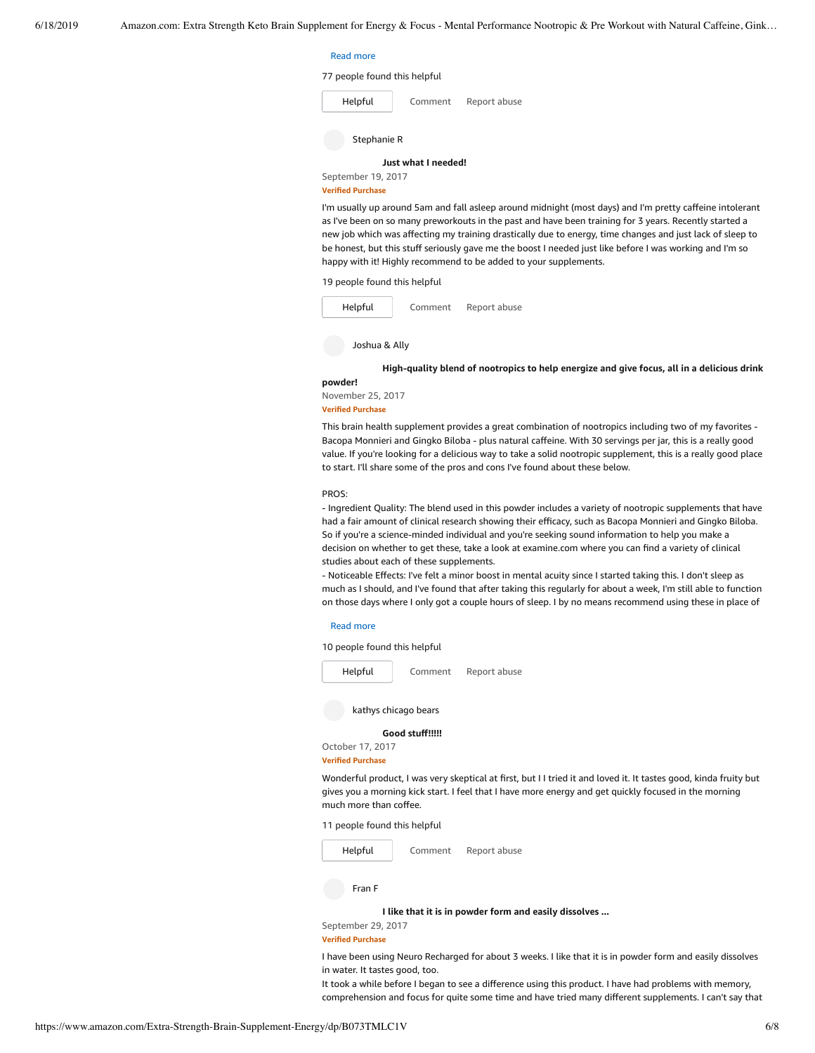Read more

77 people found this helpful

Helpful Comment Report abuse

Stephanie R

**Just what I needed!**

September 19, 2017

**Verified Purchase**

I'm usually up around 5am and fall asleep around midnight (most days) and I'm pretty caffeine intolerant as I've been on so many preworkouts in the past and have been training for 3 years. Recently started a new job which was affecting my training drastically due to energy, time changes and just lack of sleep to be honest, but this stuff seriously gave me the boost I needed just like before I was working and I'm so happy with it! Highly recommend to be added to your supplements.

19 people found this helpful

Helpful Comment Report abuse

Joshua & Ally

**High-quality blend of nootropics to help energize and give focus, all in a delicious drink powder!**

November 25, 2017

**Verified Purchase**

This brain health supplement provides a great combination of nootropics including two of my favorites - Bacopa Monnieri and Gingko Biloba - plus natural caffeine. With 30 servings per jar, this is a really good value. If you're looking for a delicious way to take a solid nootropic supplement, this is a really good place to start. I'll share some of the pros and cons I've found about these below.

PROS:

- Ingredient Quality: The blend used in this powder includes a variety of nootropic supplements that have had a fair amount of clinical research showing their efficacy, such as Bacopa Monnieri and Gingko Biloba. So if you're a science-minded individual and you're seeking sound information to help you make a decision on whether to get these, take a look at examine.com where you can find a variety of clinical studies about each of these supplements.
- Noticeable Effects: I've felt a minor boost in mental acuity since I started taking this. I don't sleep as much as I should, and I've found that after taking this regularly for about a week, I'm still able to function on those days where I only got a couple hours of sleep. I by no means recommend using these in place of

Read more

10 people found this helpful

Helpful Comment Report abuse

kathys chicago bears

**Good stuff!!!!!**

October 17, 2017

**Verified Purchase**

Wonderful product, I was very skeptical at first, but I I tried it and loved it. It tastes good, kinda fruity but gives you a morning kick start. I feel that I have more energy and get quickly focused in the morning much more than coffee.

11 people found this helpful

Helpful Comment Report abuse

Fran F

**I like that it is in powder form and easily dissolves ...**

September 29, 2017

**Verified Purchase**

I have been using Neuro Recharged for about 3 weeks. I like that it is in powder form and easily dissolves in water. It tastes good, too.
It took a while before I began to see a difference using this product. I have had problems with memory, comprehension and focus for quite some time and have tried many different supplements. I can't say that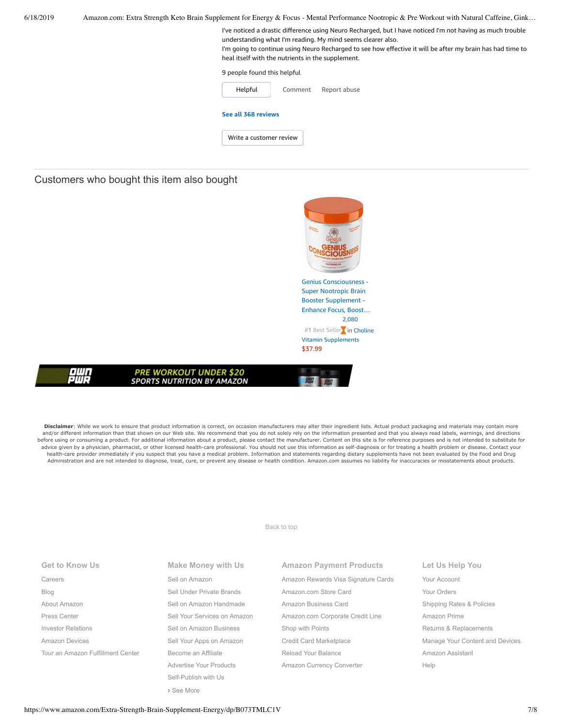I've noticed a drastic difference using Neuro Recharged, but I have noticed I'm not having as much trouble understanding what I'm reading. My mind seems clearer also.
I'm going to continue using Neuro Recharged to see how effective it will be after my brain has had time to heal itself with the nutrients in the supplement.

9 people found this helpful

Helpful    Comment    Report abuse

**See all 368 reviews**

Write a customer review

## Customers who bought this item also bought

Genius Consciousness - Super Nootropic Brain Booster Supplement - Enhance Focus, Boost…
2,080
#1 Best Seller in Choline Vitamin Supplements
$37.99

PRE WORKOUT UNDER $20
SPORTS NUTRITION BY AMAZON

**Disclaimer**: While we work to ensure that product information is correct, on occasion manufacturers may alter their ingredient lists. Actual product packaging and materials may contain more and/or different information than that shown on our Web site. We recommend that you do not solely rely on the information presented and that you always read labels, warnings, and directions before using or consuming a product. For additional information about a product, please contact the manufacturer. Content on this site is for reference purposes and is not intended to substitute for advice given by a physician, pharmacist, or other licensed health-care professional. You should not use this information as self-diagnosis or for treating a health problem or disease. Contact your health-care provider immediately if you suspect that you have a medical problem. Information and statements regarding dietary supplements have not been evaluated by the Food and Drug Administration and are not intended to diagnose, treat, cure, or prevent any disease or health condition. Amazon.com assumes no liability for inaccuracies or misstatements about products.

Back to top

**Get to Know Us**
- Careers
- Blog
- About Amazon
- Press Center
- Investor Relations
- Amazon Devices
- Tour an Amazon Fulfillment Center

**Make Money with Us**
- Sell on Amazon
- Sell Under Private Brands
- Sell on Amazon Handmade
- Sell Your Services on Amazon
- Sell on Amazon Business
- Sell Your Apps on Amazon
- Become an Affiliate
- Advertise Your Products
- Self-Publish with Us
- › See More

**Amazon Payment Products**
- Amazon Rewards Visa Signature Cards
- Amazon.com Store Card
- Amazon Business Card
- Amazon.com Corporate Credit Line
- Shop with Points
- Credit Card Marketplace
- Reload Your Balance
- Amazon Currency Converter

**Let Us Help You**
- Your Account
- Your Orders
- Shipping Rates & Policies
- Amazon Prime
- Returns & Replacements
- Manage Your Content and Devices
- Amazon Assistant
- Help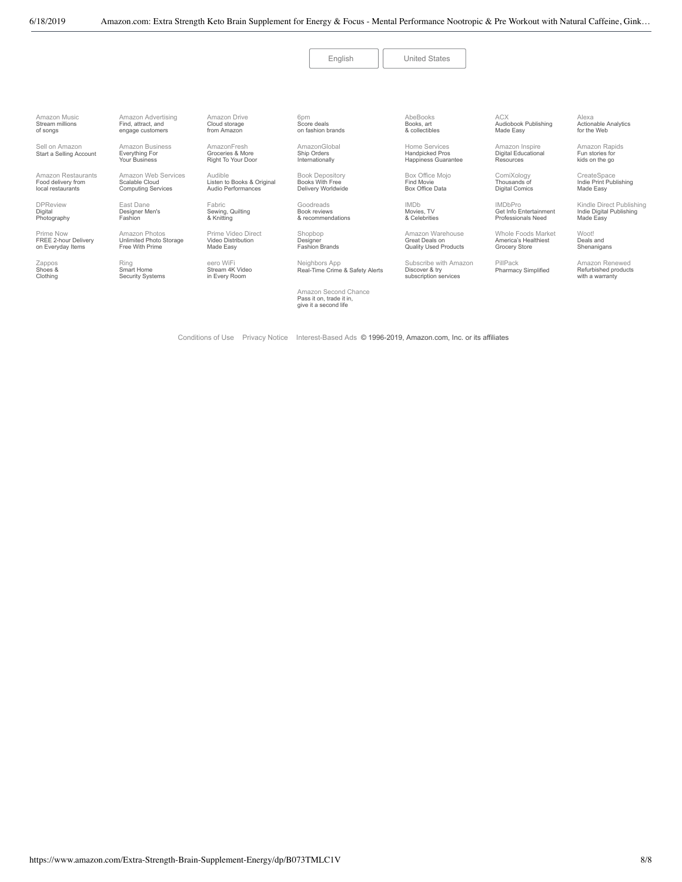English United States

| | | | | | | |
|---|---|---|---|---|---|---|
| Amazon Music<br>Stream millions of songs | Amazon Advertising<br>Find, attract, and engage customers | Amazon Drive<br>Cloud storage from Amazon | 6pm<br>Score deals on fashion brands | AbeBooks<br>Books, art & collectibles | ACX<br>Audiobook Publishing Made Easy | Alexa<br>Actionable Analytics for the Web |
| Sell on Amazon<br>Start a Selling Account | Amazon Business<br>Everything For Your Business | AmazonFresh<br>Groceries & More Right To Your Door | AmazonGlobal<br>Ship Orders Internationally | Home Services<br>Handpicked Pros Happiness Guarantee | Amazon Inspire<br>Digital Educational Resources | Amazon Rapids<br>Fun stories for kids on the go |
| Amazon Restaurants<br>Food delivery from local restaurants | Amazon Web Services<br>Scalable Cloud Computing Services | Audible<br>Listen to Books & Original Audio Performances | Book Depository<br>Books With Free Delivery Worldwide | Box Office Mojo<br>Find Movie Box Office Data | ComiXology<br>Thousands of Digital Comics | CreateSpace<br>Indie Print Publishing Made Easy |
| DPReview<br>Digital Photography | East Dane<br>Designer Men's Fashion | Fabric<br>Sewing, Quilting & Knitting | Goodreads<br>Book reviews & recommendations | IMDb<br>Movies, TV & Celebrities | IMDbPro<br>Get Info Entertainment Professionals Need | Kindle Direct Publishing<br>Indie Digital Publishing Made Easy |
| Prime Now<br>FREE 2-hour Delivery on Everyday Items | Amazon Photos<br>Unlimited Photo Storage Free With Prime | Prime Video Direct<br>Video Distribution Made Easy | Shopbop<br>Designer Fashion Brands | Amazon Warehouse<br>Great Deals on Quality Used Products | Whole Foods Market<br>America's Healthiest Grocery Store | Woot!<br>Deals and Shenanigans |
| Zappos<br>Shoes & Clothing | Ring<br>Smart Home Security Systems | eero WiFi<br>Stream 4K Video in Every Room | Neighbors App<br>Real-Time Crime & Safety Alerts | Subscribe with Amazon<br>Discover & try subscription services | PillPack<br>Pharmacy Simplified | Amazon Renewed<br>Refurbished products with a warranty |
| | | | Amazon Second Chance<br>Pass it on, trade it in, give it a second life | | | |

Conditions of Use Privacy Notice Interest-Based Ads © 1996-2019, Amazon.com, Inc. or its affiliates